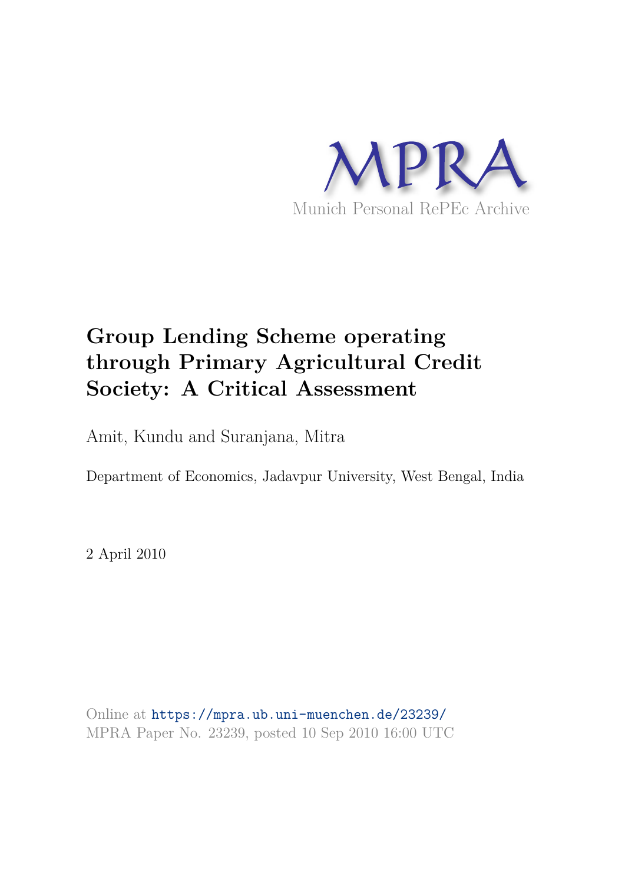MPRA

Munich Personal RePEc Archive

# Group Lending Scheme operating through Primary Agricultural Credit Society: A Critical Assessment

Amit, Kundu and Suranjana, Mitra

Department of Economics, Jadavpur University, West Bengal, India

2 April 2010

Online at https://mpra.ub.uni-muenchen.de/23239/
MPRA Paper No. 23239, posted 10 Sep 2010 16:00 UTC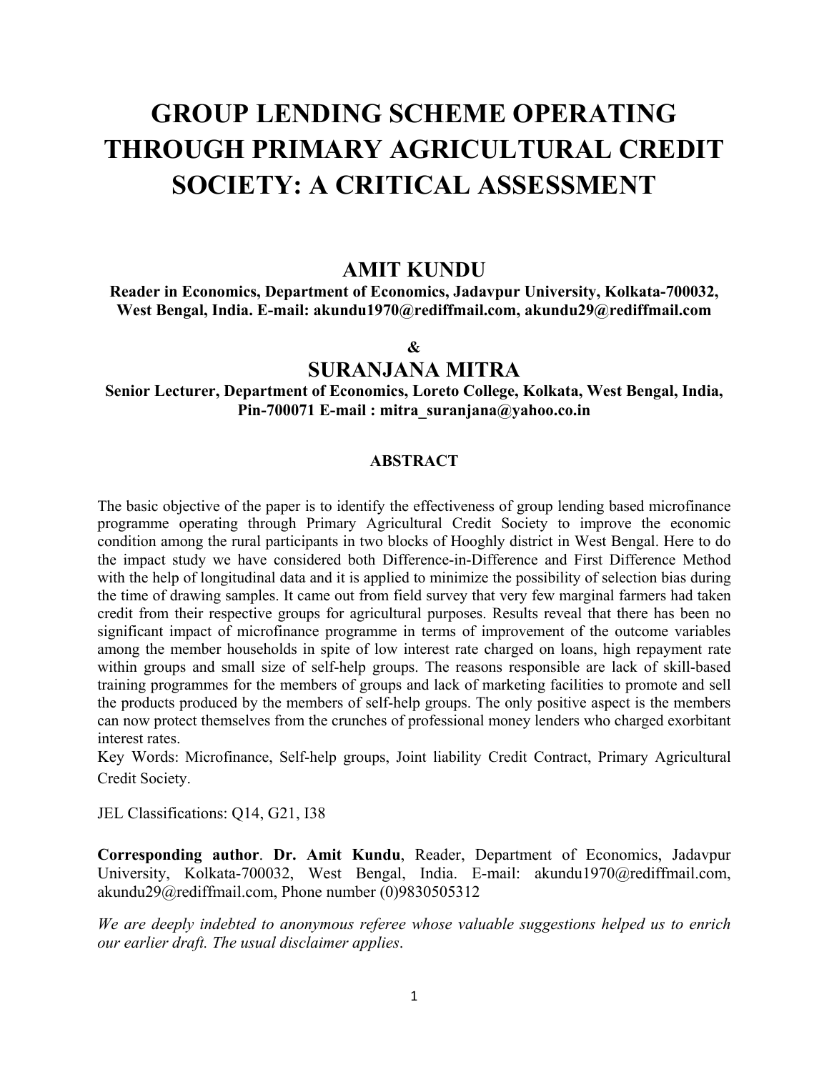# GROUP LENDING SCHEME OPERATING THROUGH PRIMARY AGRICULTURAL CREDIT SOCIETY: A CRITICAL ASSESSMENT

## AMIT KUNDU

**Reader in Economics, Department of Economics, Jadavpur University, Kolkata-700032, West Bengal, India. E-mail: akundu1970@rediffmail.com, akundu29@rediffmail.com**

**&**

## SURANJANA MITRA

**Senior Lecturer, Department of Economics, Loreto College, Kolkata, West Bengal, India, Pin-700071 E-mail : mitra_suranjana@yahoo.co.in**

### ABSTRACT

The basic objective of the paper is to identify the effectiveness of group lending based microfinance programme operating through Primary Agricultural Credit Society to improve the economic condition among the rural participants in two blocks of Hooghly district in West Bengal. Here to do the impact study we have considered both Difference-in-Difference and First Difference Method with the help of longitudinal data and it is applied to minimize the possibility of selection bias during the time of drawing samples. It came out from field survey that very few marginal farmers had taken credit from their respective groups for agricultural purposes. Results reveal that there has been no significant impact of microfinance programme in terms of improvement of the outcome variables among the member households in spite of low interest rate charged on loans, high repayment rate within groups and small size of self-help groups. The reasons responsible are lack of skill-based training programmes for the members of groups and lack of marketing facilities to promote and sell the products produced by the members of self-help groups. The only positive aspect is the members can now protect themselves from the crunches of professional money lenders who charged exorbitant interest rates.

Key Words: Microfinance, Self-help groups, Joint liability Credit Contract, Primary Agricultural Credit Society.

JEL Classifications: Q14, G21, I38

**Corresponding author**. **Dr. Amit Kundu**, Reader, Department of Economics, Jadavpur University, Kolkata-700032, West Bengal, India. E-mail: akundu1970@rediffmail.com, akundu29@rediffmail.com, Phone number (0)9830505312

*We are deeply indebted to anonymous referee whose valuable suggestions helped us to enrich our earlier draft. The usual disclaimer applies.*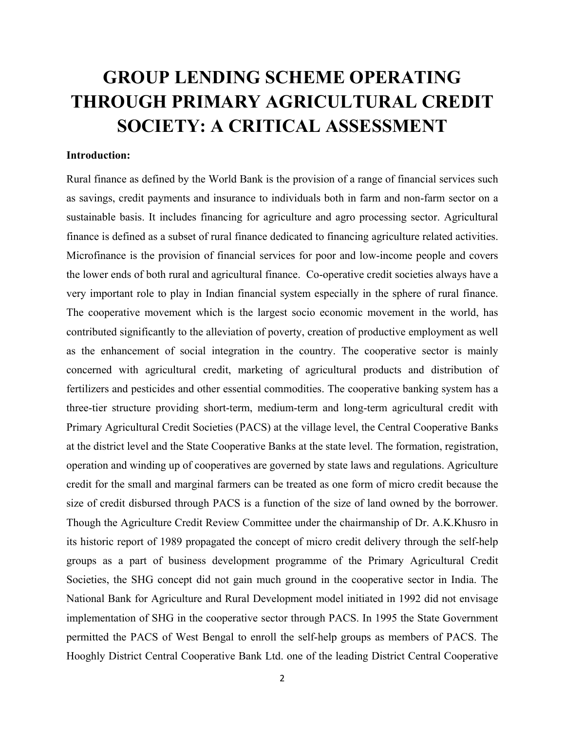# GROUP LENDING SCHEME OPERATING THROUGH PRIMARY AGRICULTURAL CREDIT SOCIETY: A CRITICAL ASSESSMENT

**Introduction:**

Rural finance as defined by the World Bank is the provision of a range of financial services such as savings, credit payments and insurance to individuals both in farm and non-farm sector on a sustainable basis. It includes financing for agriculture and agro processing sector. Agricultural finance is defined as a subset of rural finance dedicated to financing agriculture related activities. Microfinance is the provision of financial services for poor and low-income people and covers the lower ends of both rural and agricultural finance. Co-operative credit societies always have a very important role to play in Indian financial system especially in the sphere of rural finance. The cooperative movement which is the largest socio economic movement in the world, has contributed significantly to the alleviation of poverty, creation of productive employment as well as the enhancement of social integration in the country. The cooperative sector is mainly concerned with agricultural credit, marketing of agricultural products and distribution of fertilizers and pesticides and other essential commodities. The cooperative banking system has a three-tier structure providing short-term, medium-term and long-term agricultural credit with Primary Agricultural Credit Societies (PACS) at the village level, the Central Cooperative Banks at the district level and the State Cooperative Banks at the state level. The formation, registration, operation and winding up of cooperatives are governed by state laws and regulations. Agriculture credit for the small and marginal farmers can be treated as one form of micro credit because the size of credit disbursed through PACS is a function of the size of land owned by the borrower. Though the Agriculture Credit Review Committee under the chairmanship of Dr. A.K.Khusro in its historic report of 1989 propagated the concept of micro credit delivery through the self-help groups as a part of business development programme of the Primary Agricultural Credit Societies, the SHG concept did not gain much ground in the cooperative sector in India. The National Bank for Agriculture and Rural Development model initiated in 1992 did not envisage implementation of SHG in the cooperative sector through PACS. In 1995 the State Government permitted the PACS of West Bengal to enroll the self-help groups as members of PACS. The Hooghly District Central Cooperative Bank Ltd. one of the leading District Central Cooperative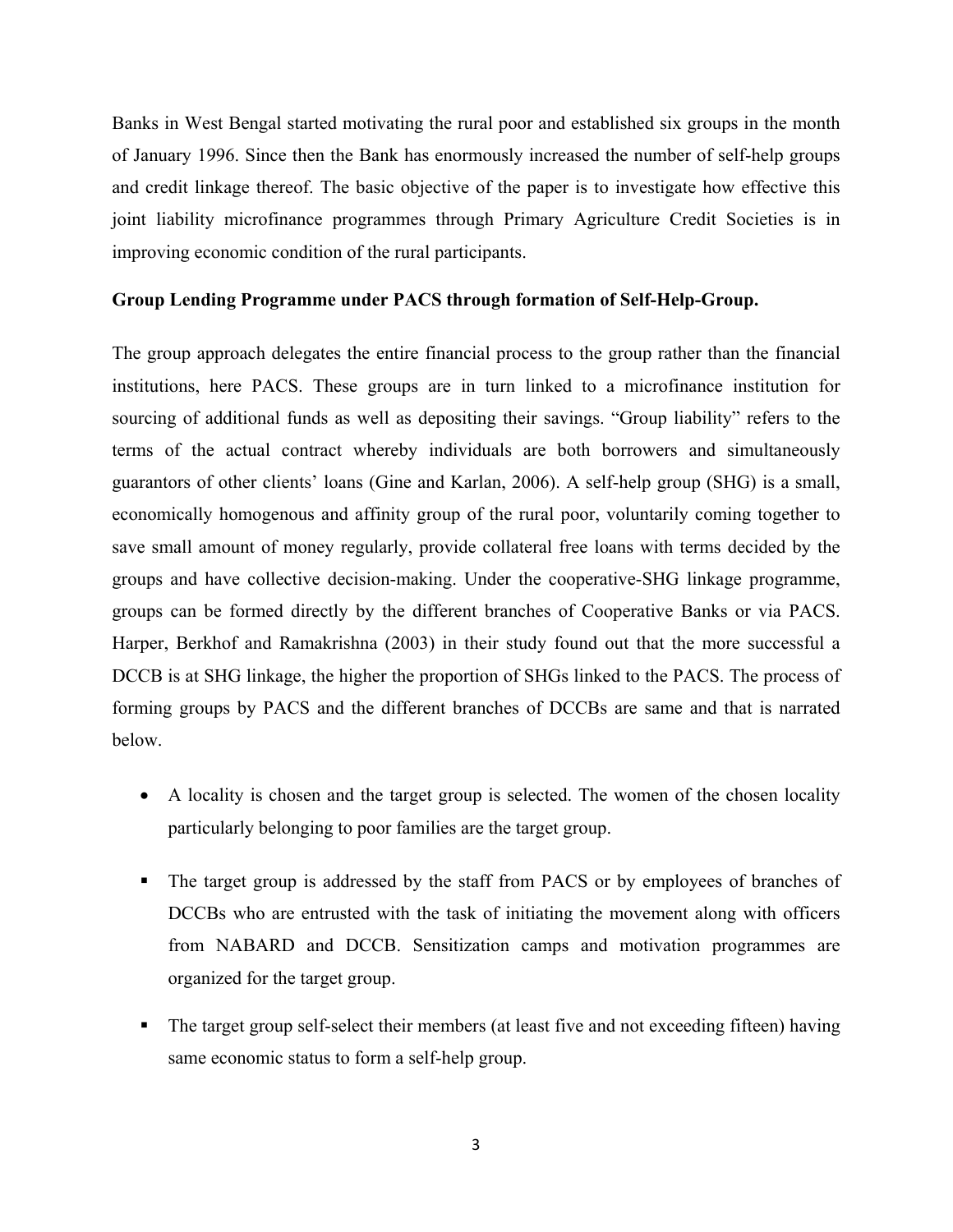Banks in West Bengal started motivating the rural poor and established six groups in the month of January 1996. Since then the Bank has enormously increased the number of self-help groups and credit linkage thereof. The basic objective of the paper is to investigate how effective this joint liability microfinance programmes through Primary Agriculture Credit Societies is in improving economic condition of the rural participants.

**Group Lending Programme under PACS through formation of Self-Help-Group.**

The group approach delegates the entire financial process to the group rather than the financial institutions, here PACS. These groups are in turn linked to a microfinance institution for sourcing of additional funds as well as depositing their savings. "Group liability" refers to the terms of the actual contract whereby individuals are both borrowers and simultaneously guarantors of other clients' loans (Gine and Karlan, 2006). A self-help group (SHG) is a small, economically homogenous and affinity group of the rural poor, voluntarily coming together to save small amount of money regularly, provide collateral free loans with terms decided by the groups and have collective decision-making. Under the cooperative-SHG linkage programme, groups can be formed directly by the different branches of Cooperative Banks or via PACS. Harper, Berkhof and Ramakrishna (2003) in their study found out that the more successful a DCCB is at SHG linkage, the higher the proportion of SHGs linked to the PACS. The process of forming groups by PACS and the different branches of DCCBs are same and that is narrated below.

- A locality is chosen and the target group is selected. The women of the chosen locality particularly belonging to poor families are the target group.

- The target group is addressed by the staff from PACS or by employees of branches of DCCBs who are entrusted with the task of initiating the movement along with officers from NABARD and DCCB. Sensitization camps and motivation programmes are organized for the target group.

- The target group self-select their members (at least five and not exceeding fifteen) having same economic status to form a self-help group.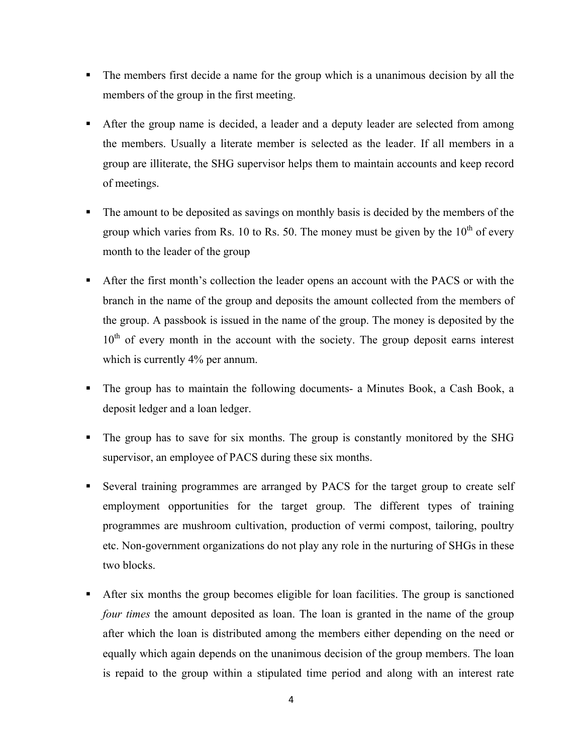- The members first decide a name for the group which is a unanimous decision by all the members of the group in the first meeting.
- After the group name is decided, a leader and a deputy leader are selected from among the members. Usually a literate member is selected as the leader. If all members in a group are illiterate, the SHG supervisor helps them to maintain accounts and keep record of meetings.
- The amount to be deposited as savings on monthly basis is decided by the members of the group which varies from Rs. 10 to Rs. 50. The money must be given by the 10th of every month to the leader of the group
- After the first month's collection the leader opens an account with the PACS or with the branch in the name of the group and deposits the amount collected from the members of the group. A passbook is issued in the name of the group. The money is deposited by the 10th of every month in the account with the society. The group deposit earns interest which is currently 4% per annum.
- The group has to maintain the following documents- a Minutes Book, a Cash Book, a deposit ledger and a loan ledger.
- The group has to save for six months. The group is constantly monitored by the SHG supervisor, an employee of PACS during these six months.
- Several training programmes are arranged by PACS for the target group to create self employment opportunities for the target group. The different types of training programmes are mushroom cultivation, production of vermi compost, tailoring, poultry etc. Non-government organizations do not play any role in the nurturing of SHGs in these two blocks.
- After six months the group becomes eligible for loan facilities. The group is sanctioned *four times* the amount deposited as loan. The loan is granted in the name of the group after which the loan is distributed among the members either depending on the need or equally which again depends on the unanimous decision of the group members. The loan is repaid to the group within a stipulated time period and along with an interest rate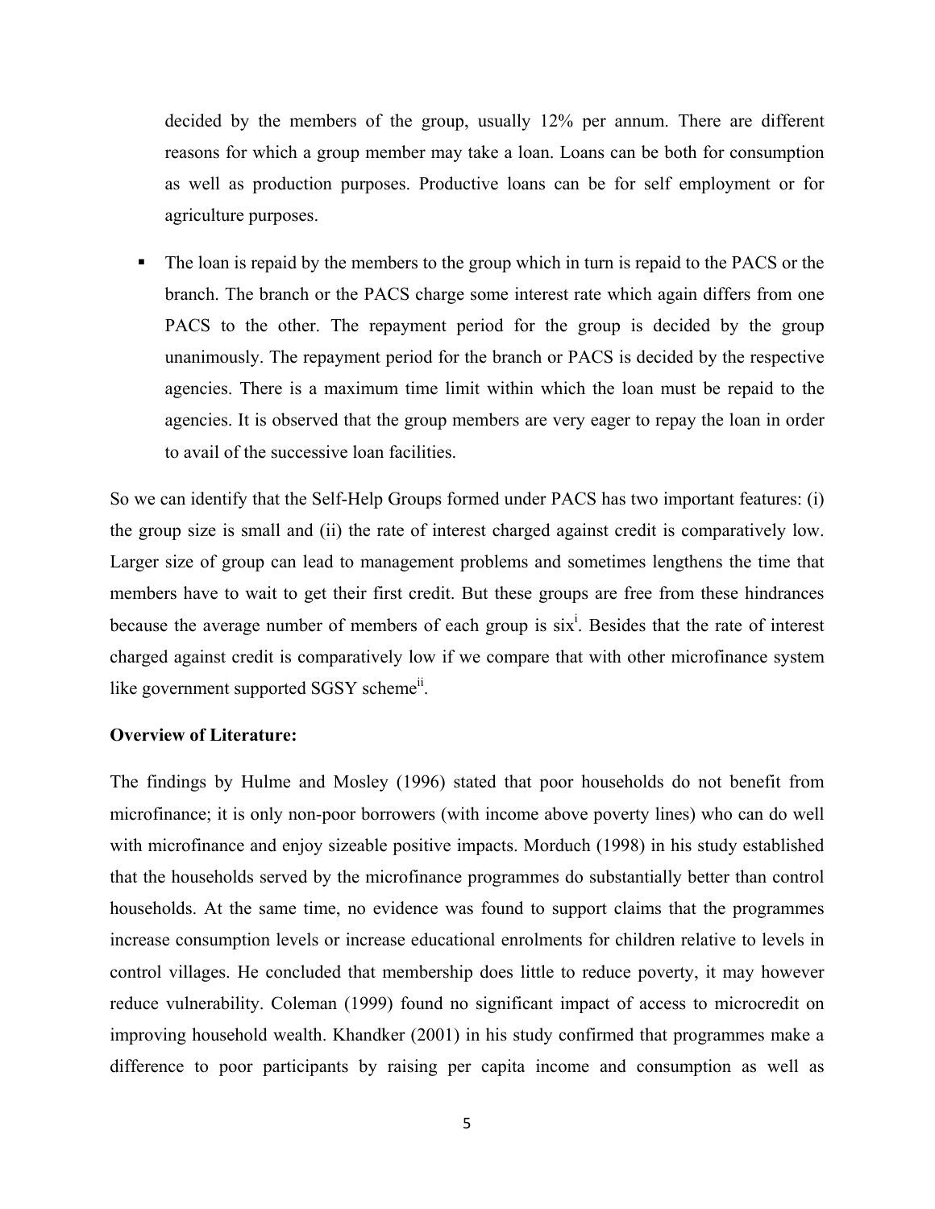decided by the members of the group, usually 12% per annum. There are different reasons for which a group member may take a loan. Loans can be both for consumption as well as production purposes. Productive loans can be for self employment or for agriculture purposes.

- The loan is repaid by the members to the group which in turn is repaid to the PACS or the branch. The branch or the PACS charge some interest rate which again differs from one PACS to the other. The repayment period for the group is decided by the group unanimously. The repayment period for the branch or PACS is decided by the respective agencies. There is a maximum time limit within which the loan must be repaid to the agencies. It is observed that the group members are very eager to repay the loan in order to avail of the successive loan facilities.

So we can identify that the Self-Help Groups formed under PACS has two important features: (i) the group size is small and (ii) the rate of interest charged against credit is comparatively low. Larger size of group can lead to management problems and sometimes lengthens the time that members have to wait to get their first credit. But these groups are free from these hindrances because the average number of members of each group is six[i]. Besides that the rate of interest charged against credit is comparatively low if we compare that with other microfinance system like government supported SGSY scheme[ii].

**Overview of Literature:**

The findings by Hulme and Mosley (1996) stated that poor households do not benefit from microfinance; it is only non-poor borrowers (with income above poverty lines) who can do well with microfinance and enjoy sizeable positive impacts. Morduch (1998) in his study established that the households served by the microfinance programmes do substantially better than control households. At the same time, no evidence was found to support claims that the programmes increase consumption levels or increase educational enrolments for children relative to levels in control villages. He concluded that membership does little to reduce poverty, it may however reduce vulnerability. Coleman (1999) found no significant impact of access to microcredit on improving household wealth. Khandker (2001) in his study confirmed that programmes make a difference to poor participants by raising per capita income and consumption as well as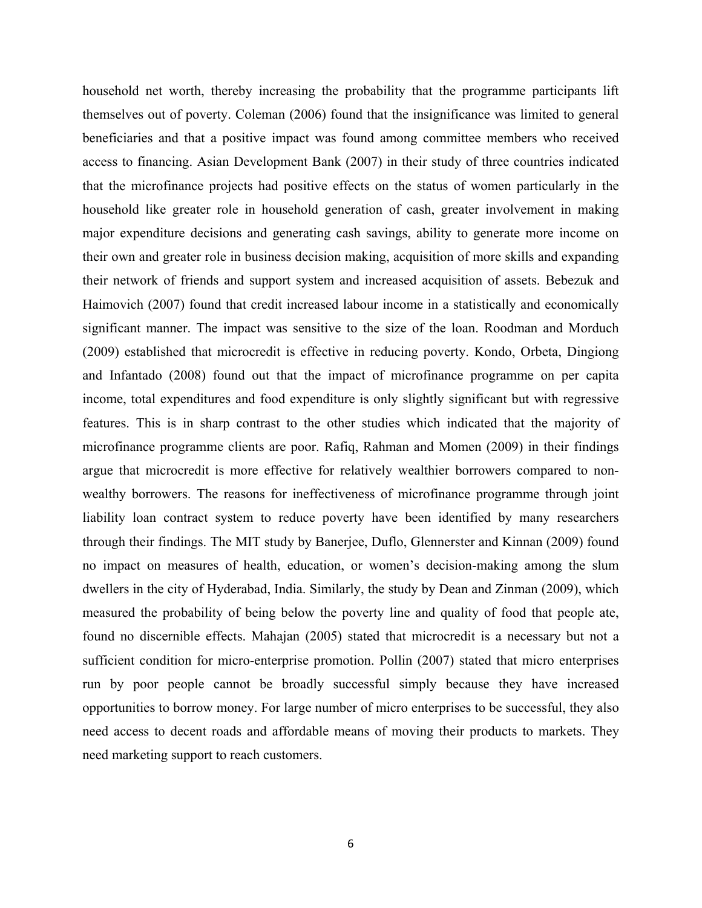household net worth, thereby increasing the probability that the programme participants lift themselves out of poverty. Coleman (2006) found that the insignificance was limited to general beneficiaries and that a positive impact was found among committee members who received access to financing. Asian Development Bank (2007) in their study of three countries indicated that the microfinance projects had positive effects on the status of women particularly in the household like greater role in household generation of cash, greater involvement in making major expenditure decisions and generating cash savings, ability to generate more income on their own and greater role in business decision making, acquisition of more skills and expanding their network of friends and support system and increased acquisition of assets. Bebezuk and Haimovich (2007) found that credit increased labour income in a statistically and economically significant manner. The impact was sensitive to the size of the loan. Roodman and Morduch (2009) established that microcredit is effective in reducing poverty. Kondo, Orbeta, Dingiong and Infantado (2008) found out that the impact of microfinance programme on per capita income, total expenditures and food expenditure is only slightly significant but with regressive features. This is in sharp contrast to the other studies which indicated that the majority of microfinance programme clients are poor. Rafiq, Rahman and Momen (2009) in their findings argue that microcredit is more effective for relatively wealthier borrowers compared to non-wealthy borrowers. The reasons for ineffectiveness of microfinance programme through joint liability loan contract system to reduce poverty have been identified by many researchers through their findings. The MIT study by Banerjee, Duflo, Glennerster and Kinnan (2009) found no impact on measures of health, education, or women's decision-making among the slum dwellers in the city of Hyderabad, India. Similarly, the study by Dean and Zinman (2009), which measured the probability of being below the poverty line and quality of food that people ate, found no discernible effects. Mahajan (2005) stated that microcredit is a necessary but not a sufficient condition for micro-enterprise promotion. Pollin (2007) stated that micro enterprises run by poor people cannot be broadly successful simply because they have increased opportunities to borrow money. For large number of micro enterprises to be successful, they also need access to decent roads and affordable means of moving their products to markets. They need marketing support to reach customers.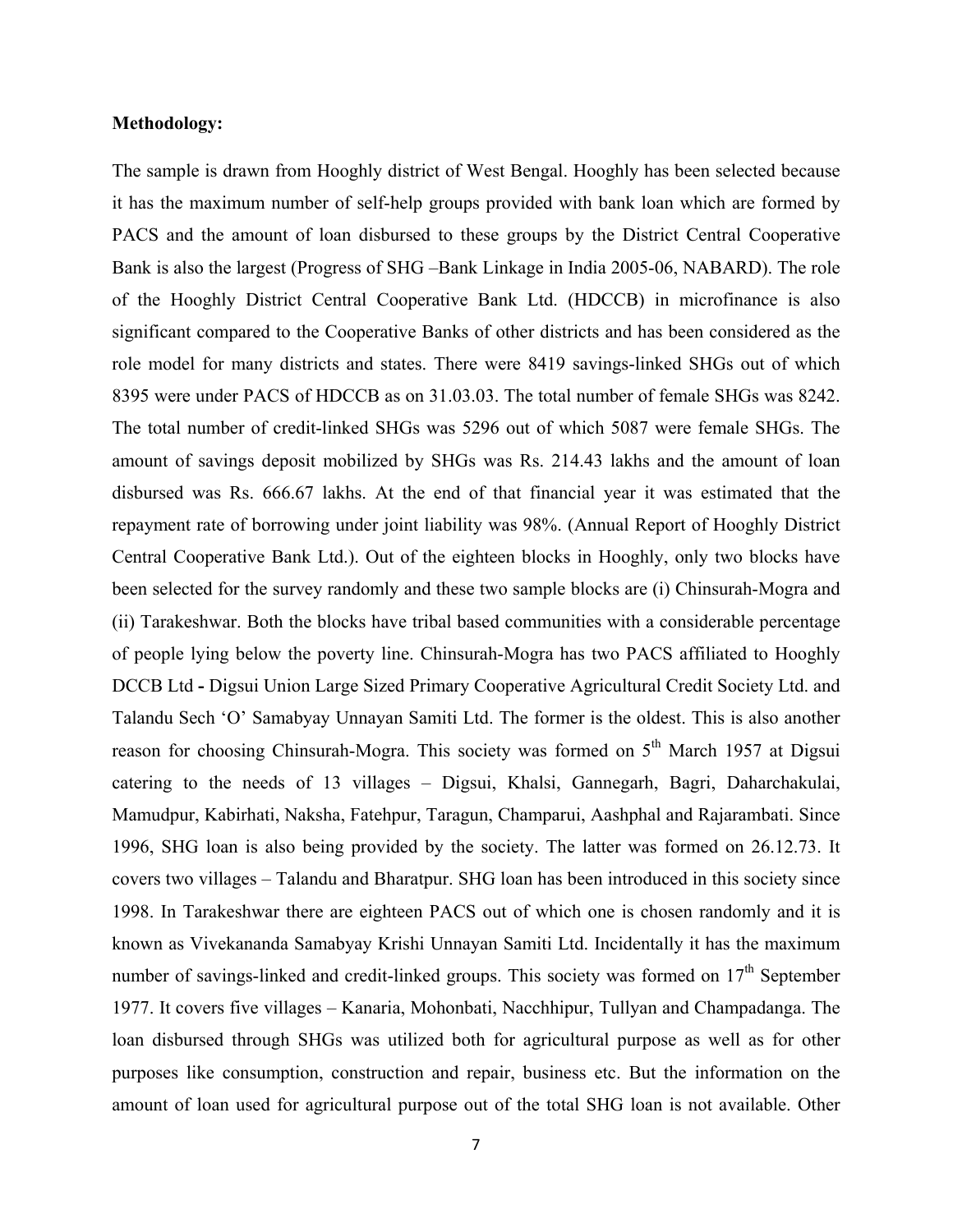**Methodology:**

The sample is drawn from Hooghly district of West Bengal. Hooghly has been selected because it has the maximum number of self-help groups provided with bank loan which are formed by PACS and the amount of loan disbursed to these groups by the District Central Cooperative Bank is also the largest (Progress of SHG –Bank Linkage in India 2005-06, NABARD). The role of the Hooghly District Central Cooperative Bank Ltd. (HDCCB) in microfinance is also significant compared to the Cooperative Banks of other districts and has been considered as the role model for many districts and states. There were 8419 savings-linked SHGs out of which 8395 were under PACS of HDCCB as on 31.03.03. The total number of female SHGs was 8242. The total number of credit-linked SHGs was 5296 out of which 5087 were female SHGs. The amount of savings deposit mobilized by SHGs was Rs. 214.43 lakhs and the amount of loan disbursed was Rs. 666.67 lakhs. At the end of that financial year it was estimated that the repayment rate of borrowing under joint liability was 98%. (Annual Report of Hooghly District Central Cooperative Bank Ltd.). Out of the eighteen blocks in Hooghly, only two blocks have been selected for the survey randomly and these two sample blocks are (i) Chinsurah-Mogra and (ii) Tarakeshwar. Both the blocks have tribal based communities with a considerable percentage of people lying below the poverty line. Chinsurah-Mogra has two PACS affiliated to Hooghly DCCB Ltd **-** Digsui Union Large Sized Primary Cooperative Agricultural Credit Society Ltd. and Talandu Sech 'O' Samabyay Unnayan Samiti Ltd. The former is the oldest. This is also another reason for choosing Chinsurah-Mogra. This society was formed on 5th March 1957 at Digsui catering to the needs of 13 villages – Digsui, Khalsi, Gannegarh, Bagri, Daharchakulai, Mamudpur, Kabirhati, Naksha, Fatehpur, Taragun, Champarui, Aashphal and Rajarambati. Since 1996, SHG loan is also being provided by the society. The latter was formed on 26.12.73. It covers two villages – Talandu and Bharatpur. SHG loan has been introduced in this society since 1998. In Tarakeshwar there are eighteen PACS out of which one is chosen randomly and it is known as Vivekananda Samabyay Krishi Unnayan Samiti Ltd. Incidentally it has the maximum number of savings-linked and credit-linked groups. This society was formed on 17th September 1977. It covers five villages – Kanaria, Mohonbati, Nacchhipur, Tullyan and Champadanga. The loan disbursed through SHGs was utilized both for agricultural purpose as well as for other purposes like consumption, construction and repair, business etc. But the information on the amount of loan used for agricultural purpose out of the total SHG loan is not available. Other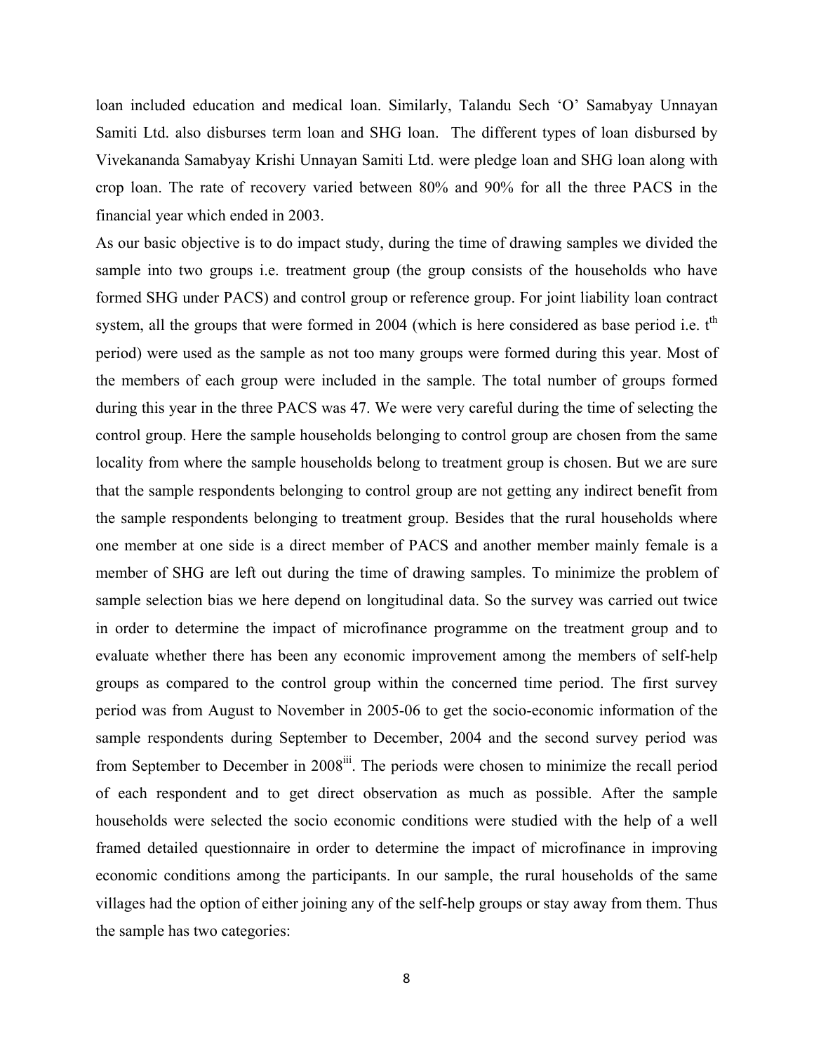loan included education and medical loan. Similarly, Talandu Sech 'O' Samabyay Unnayan Samiti Ltd. also disburses term loan and SHG loan. The different types of loan disbursed by Vivekananda Samabyay Krishi Unnayan Samiti Ltd. were pledge loan and SHG loan along with crop loan. The rate of recovery varied between 80% and 90% for all the three PACS in the financial year which ended in 2003.

As our basic objective is to do impact study, during the time of drawing samples we divided the sample into two groups i.e. treatment group (the group consists of the households who have formed SHG under PACS) and control group or reference group. For joint liability loan contract system, all the groups that were formed in 2004 (which is here considered as base period i.e. $t^{th}$ period) were used as the sample as not too many groups were formed during this year. Most of the members of each group were included in the sample. The total number of groups formed during this year in the three PACS was 47. We were very careful during the time of selecting the control group. Here the sample households belonging to control group are chosen from the same locality from where the sample households belong to treatment group is chosen. But we are sure that the sample respondents belonging to control group are not getting any indirect benefit from the sample respondents belonging to treatment group. Besides that the rural households where one member at one side is a direct member of PACS and another member mainly female is a member of SHG are left out during the time of drawing samples. To minimize the problem of sample selection bias we here depend on longitudinal data. So the survey was carried out twice in order to determine the impact of microfinance programme on the treatment group and to evaluate whether there has been any economic improvement among the members of self-help groups as compared to the control group within the concerned time period. The first survey period was from August to November in 2005-06 to get the socio-economic information of the sample respondents during September to December, 2004 and the second survey period was from September to December in 2008[iii]. The periods were chosen to minimize the recall period of each respondent and to get direct observation as much as possible. After the sample households were selected the socio economic conditions were studied with the help of a well framed detailed questionnaire in order to determine the impact of microfinance in improving economic conditions among the participants. In our sample, the rural households of the same villages had the option of either joining any of the self-help groups or stay away from them. Thus the sample has two categories: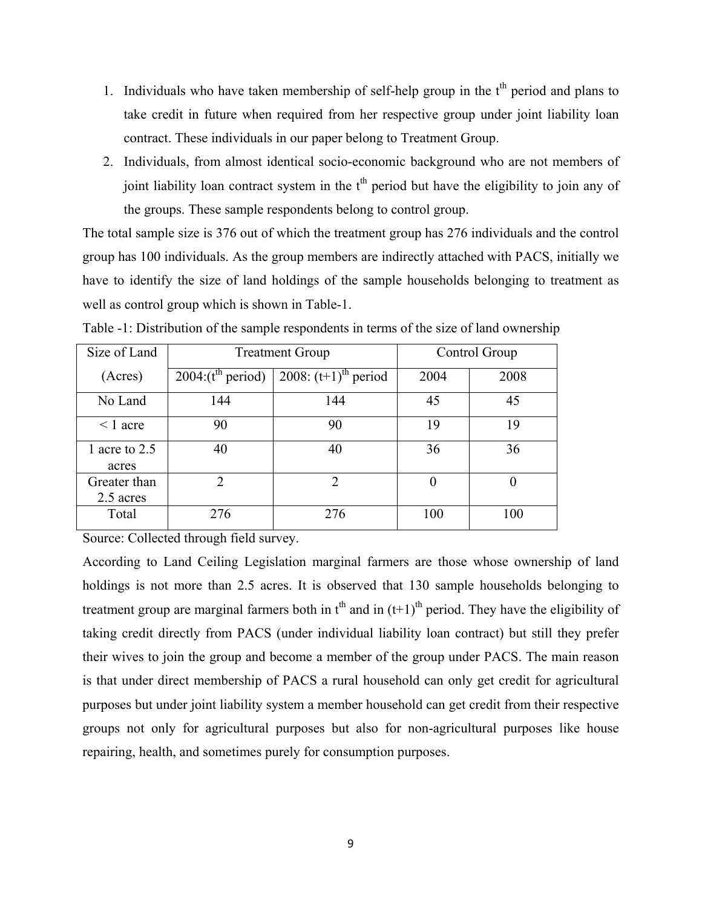1. Individuals who have taken membership of self-help group in the $t^{th}$ period and plans to take credit in future when required from her respective group under joint liability loan contract. These individuals in our paper belong to Treatment Group.
2. Individuals, from almost identical socio-economic background who are not members of joint liability loan contract system in the $t^{th}$ period but have the eligibility to join any of the groups. These sample respondents belong to control group.

The total sample size is 376 out of which the treatment group has 276 individuals and the control group has 100 individuals. As the group members are indirectly attached with PACS, initially we have to identify the size of land holdings of the sample households belonging to treatment as well as control group which is shown in Table-1.

Table -1: Distribution of the sample respondents in terms of the size of land ownership

| Size of Land | Treatment Group | | Control Group | |
|---|---|---|---|---|
| (Acres) | 2004:($t^{th}$ period) | 2008: $(t+1)^{th}$ period | 2004 | 2008 |
| No Land | 144 | 144 | 45 | 45 |
| < 1 acre | 90 | 90 | 19 | 19 |
| 1 acre to 2.5 acres | 40 | 40 | 36 | 36 |
| Greater than 2.5 acres | 2 | 2 | 0 | 0 |
| Total | 276 | 276 | 100 | 100 |

Source: Collected through field survey.

According to Land Ceiling Legislation marginal farmers are those whose ownership of land holdings is not more than 2.5 acres. It is observed that 130 sample households belonging to treatment group are marginal farmers both in $t^{th}$ and in $(t+1)^{th}$ period. They have the eligibility of taking credit directly from PACS (under individual liability loan contract) but still they prefer their wives to join the group and become a member of the group under PACS. The main reason is that under direct membership of PACS a rural household can only get credit for agricultural purposes but under joint liability system a member household can get credit from their respective groups not only for agricultural purposes but also for non-agricultural purposes like house repairing, health, and sometimes purely for consumption purposes.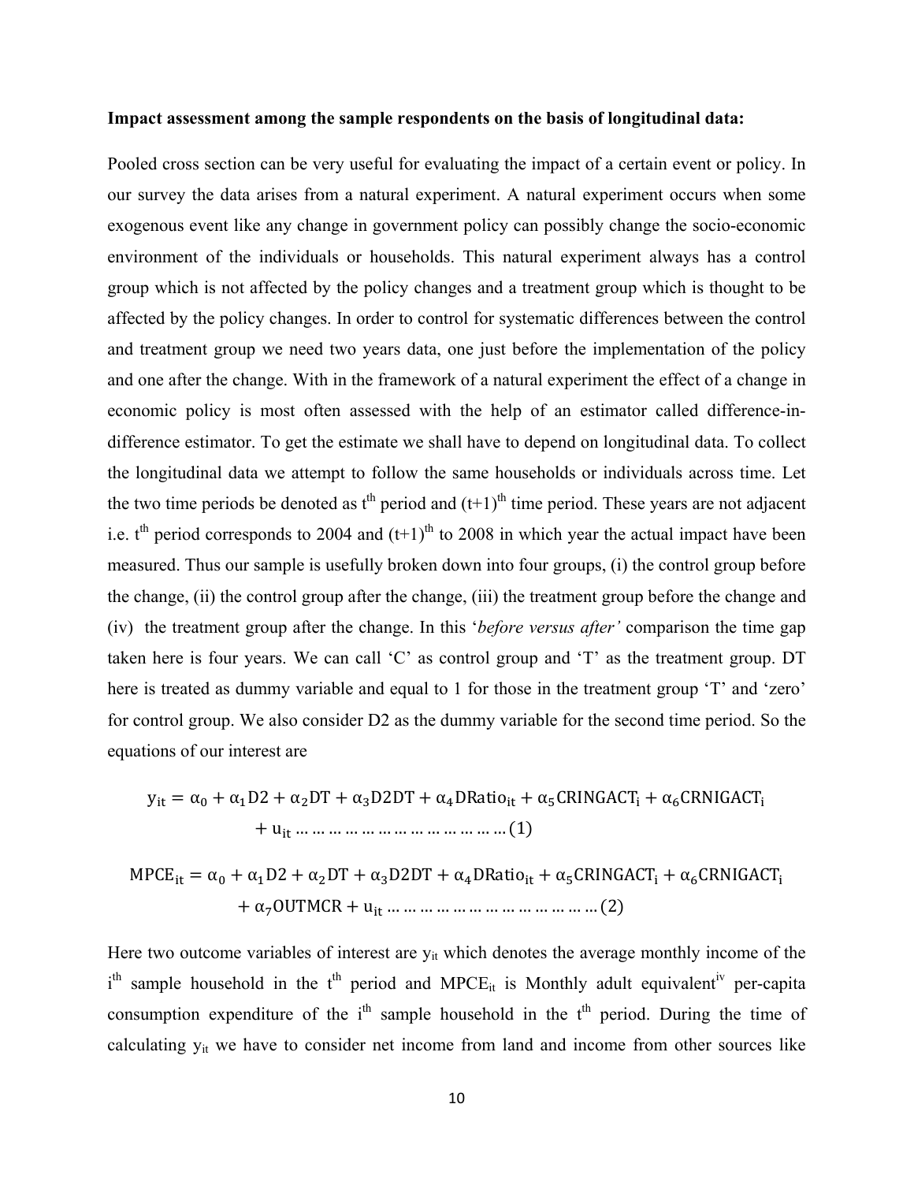**Impact assessment among the sample respondents on the basis of longitudinal data:**

Pooled cross section can be very useful for evaluating the impact of a certain event or policy. In our survey the data arises from a natural experiment. A natural experiment occurs when some exogenous event like any change in government policy can possibly change the socio-economic environment of the individuals or households. This natural experiment always has a control group which is not affected by the policy changes and a treatment group which is thought to be affected by the policy changes. In order to control for systematic differences between the control and treatment group we need two years data, one just before the implementation of the policy and one after the change. With in the framework of a natural experiment the effect of a change in economic policy is most often assessed with the help of an estimator called difference-in-difference estimator. To get the estimate we shall have to depend on longitudinal data. To collect the longitudinal data we attempt to follow the same households or individuals across time. Let the two time periods be denoted as $t^{th}$ period and $(t+1)^{th}$ time period. These years are not adjacent i.e. $t^{th}$ period corresponds to 2004 and $(t+1)^{th}$ to 2008 in which year the actual impact have been measured. Thus our sample is usefully broken down into four groups, (i) the control group before the change, (ii) the control group after the change, (iii) the treatment group before the change and (iv) the treatment group after the change. In this '*before versus after'* comparison the time gap taken here is four years. We can call 'C' as control group and 'T' as the treatment group. DT here is treated as dummy variable and equal to 1 for those in the treatment group 'T' and 'zero' for control group. We also consider D2 as the dummy variable for the second time period. So the equations of our interest are

$$y_{it} = \alpha_0 + \alpha_1 D2 + \alpha_2 DT + \alpha_3 D2DT + \alpha_4 DRatio_{it} + \alpha_5 CRINGACT_i + \alpha_6 CRNIGACT_i + u_{it} \dots\dots\dots\dots\dots\dots\dots\dots\dots\dots\dots\dots (1)$$

$$MPCE_{it} = \alpha_0 + \alpha_1 D2 + \alpha_2 DT + \alpha_3 D2DT + \alpha_4 DRatio_{it} + \alpha_5 CRINGACT_i + \alpha_6 CRNIGACT_i + \alpha_7 OUTMCR + u_{it} \dots\dots\dots\dots\dots\dots\dots\dots\dots\dots\dots\dots (2)$$

Here two outcome variables of interest are $y_{it}$ which denotes the average monthly income of the $i^{th}$ sample household in the $t^{th}$ period and $MPCE_{it}$ is Monthly adult equivalent[iv] per-capita consumption expenditure of the $i^{th}$ sample household in the $t^{th}$ period. During the time of calculating $y_{it}$ we have to consider net income from land and income from other sources like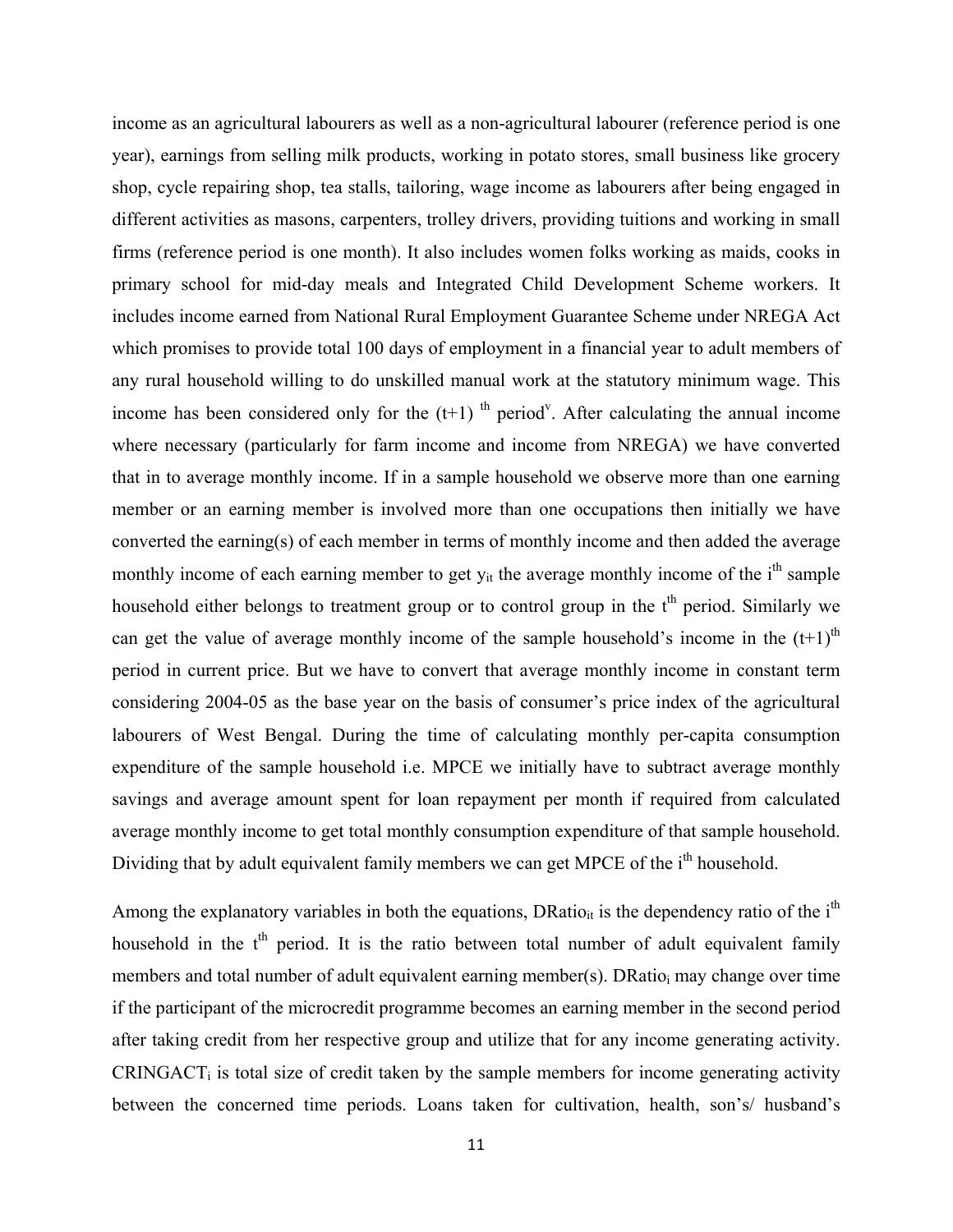income as an agricultural labourers as well as a non-agricultural labourer (reference period is one year), earnings from selling milk products, working in potato stores, small business like grocery shop, cycle repairing shop, tea stalls, tailoring, wage income as labourers after being engaged in different activities as masons, carpenters, trolley drivers, providing tuitions and working in small firms (reference period is one month). It also includes women folks working as maids, cooks in primary school for mid-day meals and Integrated Child Development Scheme workers. It includes income earned from National Rural Employment Guarantee Scheme under NREGA Act which promises to provide total 100 days of employment in a financial year to adult members of any rural household willing to do unskilled manual work at the statutory minimum wage. This income has been considered only for the $(t+1)^{th}$ period[v]. After calculating the annual income where necessary (particularly for farm income and income from NREGA) we have converted that in to average monthly income. If in a sample household we observe more than one earning member or an earning member is involved more than one occupations then initially we have converted the earning(s) of each member in terms of monthly income and then added the average monthly income of each earning member to get $y_{it}$ the average monthly income of the $i^{th}$ sample household either belongs to treatment group or to control group in the $t^{th}$ period. Similarly we can get the value of average monthly income of the sample household's income in the $(t+1)^{th}$ period in current price. But we have to convert that average monthly income in constant term considering 2004-05 as the base year on the basis of consumer's price index of the agricultural labourers of West Bengal. During the time of calculating monthly per-capita consumption expenditure of the sample household i.e. MPCE we initially have to subtract average monthly savings and average amount spent for loan repayment per month if required from calculated average monthly income to get total monthly consumption expenditure of that sample household. Dividing that by adult equivalent family members we can get MPCE of the $i^{th}$ household.

Among the explanatory variables in both the equations, $DRatio_{it}$ is the dependency ratio of the $i^{th}$ household in the $t^{th}$ period. It is the ratio between total number of adult equivalent family members and total number of adult equivalent earning member(s). $DRatio_i$ may change over time if the participant of the microcredit programme becomes an earning member in the second period after taking credit from her respective group and utilize that for any income generating activity. $CRINGACT_i$ is total size of credit taken by the sample members for income generating activity between the concerned time periods. Loans taken for cultivation, health, son's/ husband's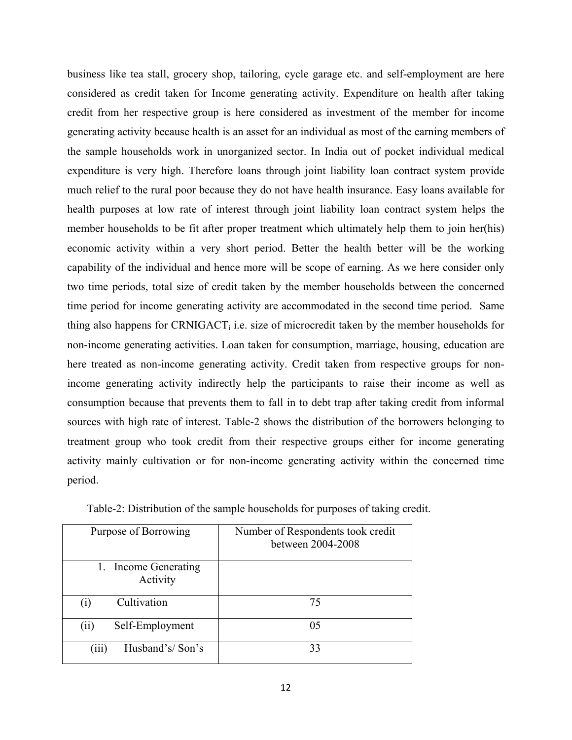business like tea stall, grocery shop, tailoring, cycle garage etc. and self-employment are here considered as credit taken for Income generating activity. Expenditure on health after taking credit from her respective group is here considered as investment of the member for income generating activity because health is an asset for an individual as most of the earning members of the sample households work in unorganized sector. In India out of pocket individual medical expenditure is very high. Therefore loans through joint liability loan contract system provide much relief to the rural poor because they do not have health insurance. Easy loans available for health purposes at low rate of interest through joint liability loan contract system helps the member households to be fit after proper treatment which ultimately help them to join her(his) economic activity within a very short period. Better the health better will be the working capability of the individual and hence more will be scope of earning. As we here consider only two time periods, total size of credit taken by the member households between the concerned time period for income generating activity are accommodated in the second time period. Same thing also happens for $CRNIGACT_i$ i.e. size of microcredit taken by the member households for non-income generating activities. Loan taken for consumption, marriage, housing, education are here treated as non-income generating activity. Credit taken from respective groups for non-income generating activity indirectly help the participants to raise their income as well as consumption because that prevents them to fall in to debt trap after taking credit from informal sources with high rate of interest. Table-2 shows the distribution of the borrowers belonging to treatment group who took credit from their respective groups either for income generating activity mainly cultivation or for non-income generating activity within the concerned time period.

Table-2: Distribution of the sample households for purposes of taking credit.

| Purpose of Borrowing | Number of Respondents took credit between 2004-2008 |
|---|---|
| 1. Income Generating Activity | |
| (i) Cultivation | 75 |
| (ii) Self-Employment | 05 |
| (iii) Husband's/ Son's | 33 |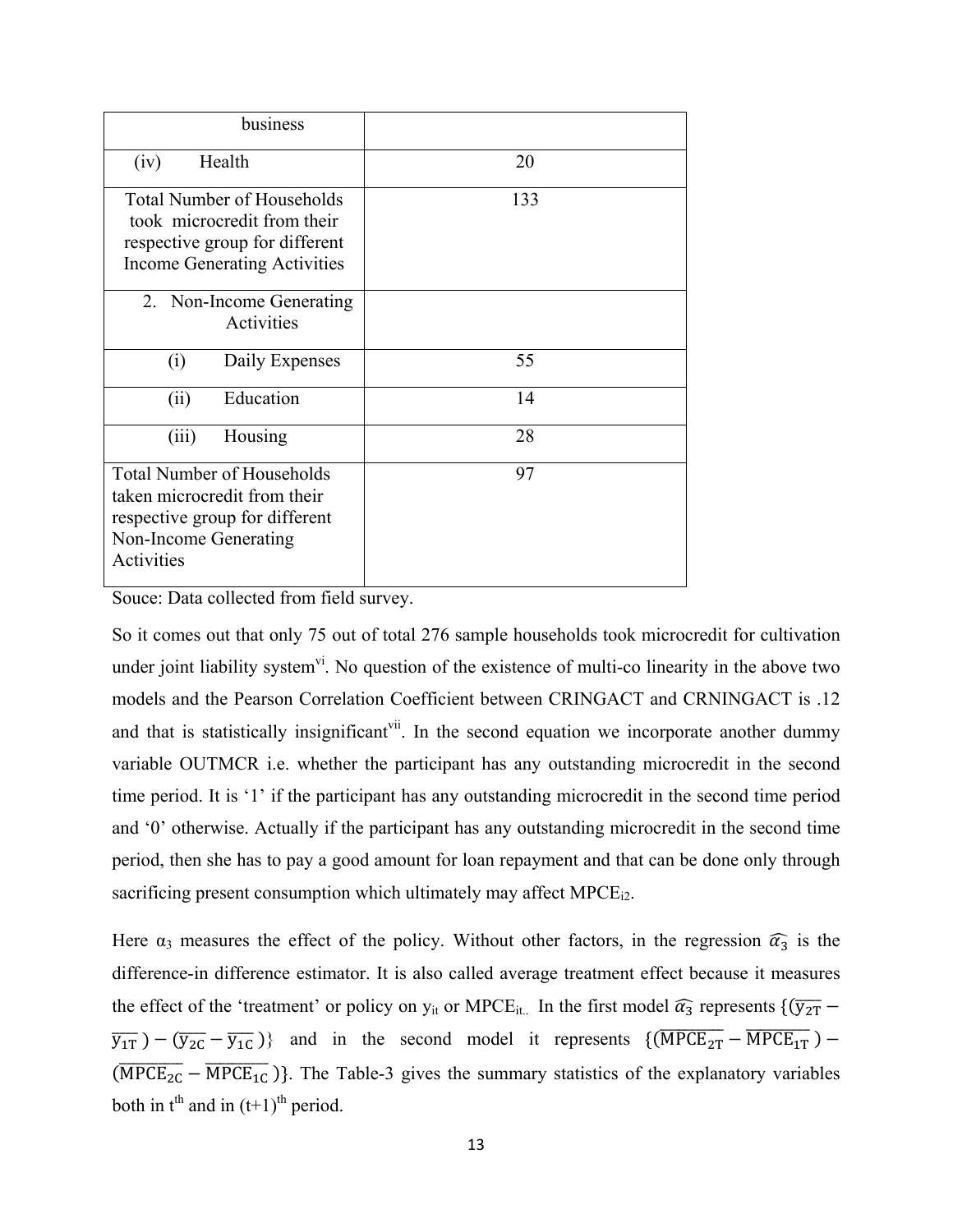| business | |
|---|---|
| (iv) Health | 20 |
| Total Number of Households took microcredit from their respective group for different Income Generating Activities | 133 |
| 2. Non-Income Generating Activities | |
| (i) Daily Expenses | 55 |
| (ii) Education | 14 |
| (iii) Housing | 28 |
| Total Number of Households taken microcredit from their respective group for different Non-Income Generating Activities | 97 |

Souce: Data collected from field survey.

So it comes out that only 75 out of total 276 sample households took microcredit for cultivation under joint liability system[vi]. No question of the existence of multi-co linearity in the above two models and the Pearson Correlation Coefficient between CRINGACT and CRNINGACT is .12 and that is statistically insignificant[vii]. In the second equation we incorporate another dummy variable OUTMCR i.e. whether the participant has any outstanding microcredit in the second time period. It is '1' if the participant has any outstanding microcredit in the second time period and '0' otherwise. Actually if the participant has any outstanding microcredit in the second time period, then she has to pay a good amount for loan repayment and that can be done only through sacrificing present consumption which ultimately may affect $MPCE_{i2}$.

Here $\alpha_3$ measures the effect of the policy. Without other factors, in the regression $\widehat{\alpha_3}$ is the difference-in difference estimator. It is also called average treatment effect because it measures the effect of the 'treatment' or policy on $y_{it}$ or $MPCE_{it}$. In the first model $\widehat{\alpha_3}$ represents $\{(\overline{y_{2T}} - \overline{y_{1T}}) - (\overline{y_{2C}} - \overline{y_{1C}})\}$ and in the second model it represents $\{(\overline{MPCE_{2T}} - \overline{MPCE_{1T}}) - (\overline{MPCE_{2C}} - \overline{MPCE_{1C}})\}$. The Table-3 gives the summary statistics of the explanatory variables both in $t^{th}$ and in $(t+1)^{th}$ period.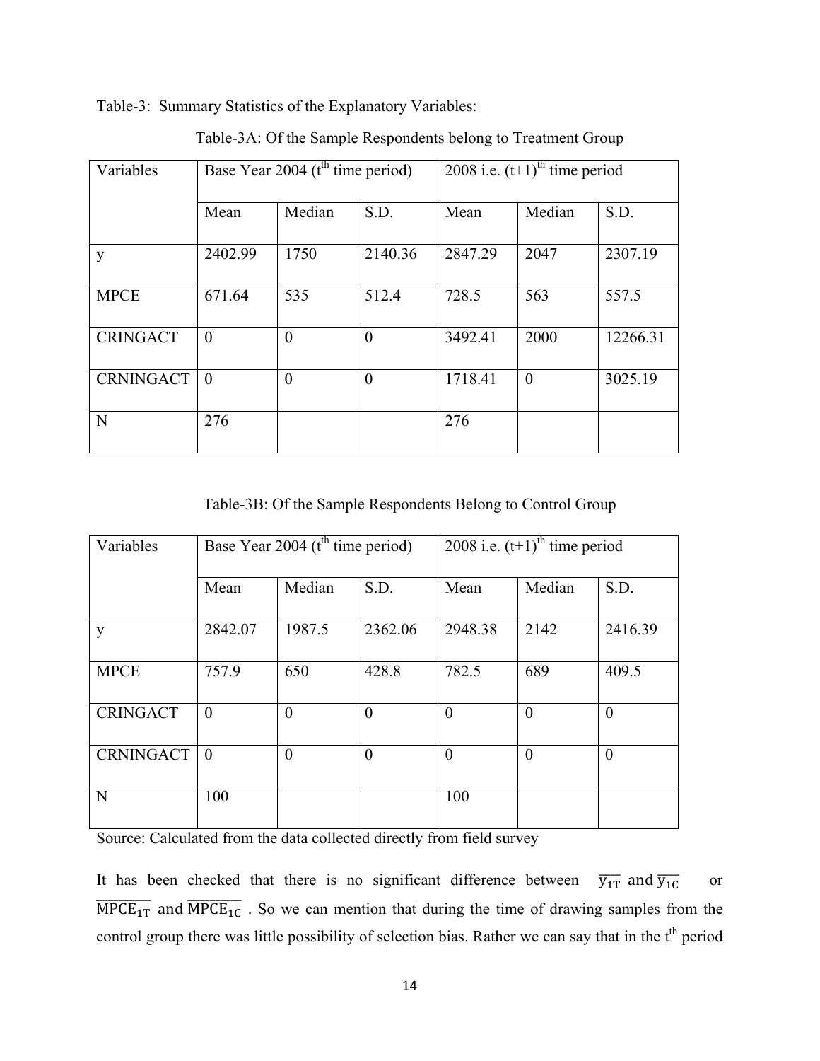Table-3: Summary Statistics of the Explanatory Variables:

Table-3A: Of the Sample Respondents belong to Treatment Group

| Variables | Base Year 2004 ($t^{th}$ time period) | | | 2008 i.e. $(t+1)^{th}$ time period | | |
|---|---|---|---|---|---|---|
| | Mean | Median | S.D. | Mean | Median | S.D. |
| y | 2402.99 | 1750 | 2140.36 | 2847.29 | 2047 | 2307.19 |
| MPCE | 671.64 | 535 | 512.4 | 728.5 | 563 | 557.5 |
| CRINGACT | 0 | 0 | 0 | 3492.41 | 2000 | 12266.31 |
| CRNINGACT | 0 | 0 | 0 | 1718.41 | 0 | 3025.19 |
| N | 276 | | | 276 | | |

Table-3B: Of the Sample Respondents Belong to Control Group

| Variables | Base Year 2004 ($t^{th}$ time period) | | | 2008 i.e. $(t+1)^{th}$ time period | | |
|---|---|---|---|---|---|---|
| | Mean | Median | S.D. | Mean | Median | S.D. |
| y | 2842.07 | 1987.5 | 2362.06 | 2948.38 | 2142 | 2416.39 |
| MPCE | 757.9 | 650 | 428.8 | 782.5 | 689 | 409.5 |
| CRINGACT | 0 | 0 | 0 | 0 | 0 | 0 |
| CRNINGACT | 0 | 0 | 0 | 0 | 0 | 0 |
| N | 100 | | | 100 | | |

Source: Calculated from the data collected directly from field survey

It has been checked that there is no significant difference between $\overline{y_{1T}}$ and $\overline{y_{1C}}$ or $\overline{MPCE_{1T}}$ and $\overline{MPCE_{1C}}$. So we can mention that during the time of drawing samples from the control group there was little possibility of selection bias. Rather we can say that in the $t^{th}$ period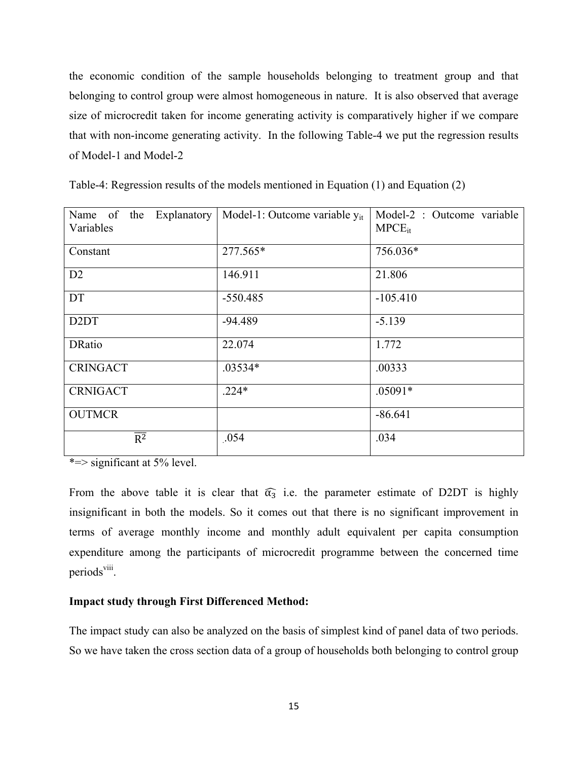the economic condition of the sample households belonging to treatment group and that belonging to control group were almost homogeneous in nature. It is also observed that average size of microcredit taken for income generating activity is comparatively higher if we compare that with non-income generating activity. In the following Table-4 we put the regression results of Model-1 and Model-2

Table-4: Regression results of the models mentioned in Equation (1) and Equation (2)

| Name of the Explanatory Variables | Model-1: Outcome variable $y_{it}$ | Model-2 : Outcome variable $MPCE_{it}$ |
|---|---|---|
| Constant | 277.565* | 756.036* |
| D2 | 146.911 | 21.806 |
| DT | -550.485 | -105.410 |
| D2DT | -94.489 | -5.139 |
| DRatio | 22.074 | 1.772 |
| CRINGACT | .03534* | .00333 |
| CRNIGACT | .224* | .05091* |
| OUTMCR | | -86.641 |
| $\overline{R^2}$ | .054 | .034 |

*=> significant at 5% level.

From the above table it is clear that $\widehat{\alpha_3}$ i.e. the parameter estimate of D2DT is highly insignificant in both the models. So it comes out that there is no significant improvement in terms of average monthly income and monthly adult equivalent per capita consumption expenditure among the participants of microcredit programme between the concerned time periods[viii].

**Impact study through First Differenced Method:**

The impact study can also be analyzed on the basis of simplest kind of panel data of two periods. So we have taken the cross section data of a group of households both belonging to control group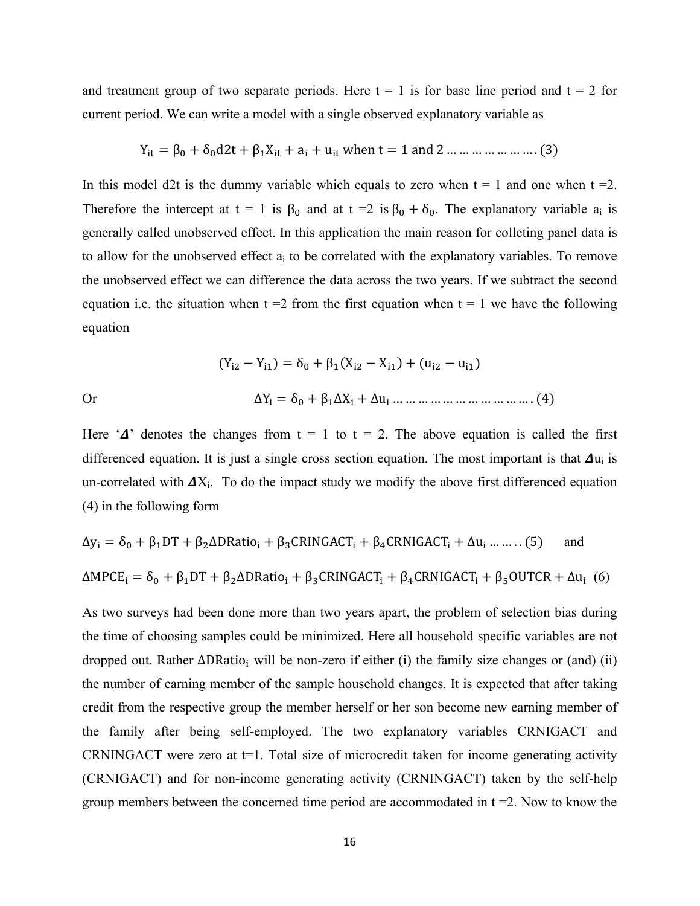and treatment group of two separate periods. Here t = 1 is for base line period and t = 2 for current period. We can write a model with a single observed explanatory variable as

$$Y_{it} = \beta_0 + \delta_0 d2t + \beta_1 X_{it} + a_i + u_{it} \text{ when } t = 1 \text{ and } 2 \ldots\ldots\ldots\ldots\ldots\ldots\ldots (3)$$

In this model d2t is the dummy variable which equals to zero when t = 1 and one when t =2. Therefore the intercept at t = 1 is $\beta_0$ and at t =2 is $\beta_0 + \delta_0$. The explanatory variable $a_i$ is generally called unobserved effect. In this application the main reason for colleting panel data is to allow for the unobserved effect $a_i$ to be correlated with the explanatory variables. To remove the unobserved effect we can difference the data across the two years. If we subtract the second equation i.e. the situation when t =2 from the first equation when t = 1 we have the following equation

$$(Y_{i2} - Y_{i1}) = \delta_0 + \beta_1 (X_{i2} - X_{i1}) + (u_{i2} - u_{i1})$$

Or

$$\Delta Y_i = \delta_0 + \beta_1 \Delta X_i + \Delta u_i \ldots\ldots\ldots\ldots\ldots\ldots\ldots\ldots\ldots\ldots\ldots\ldots (4)$$

Here '$\Delta$' denotes the changes from t = 1 to t = 2. The above equation is called the first differenced equation. It is just a single cross section equation. The most important is that $\Delta u_i$ is un-correlated with $\Delta X_i$. To do the impact study we modify the above first differenced equation (4) in the following form

$$\Delta y_i = \delta_0 + \beta_1 DT + \beta_2 \Delta DRatio_i + \beta_3 CRINGACT_i + \beta_4 CRNIGACT_i + \Delta u_i \ldots\ldots (5) \quad \text{and}$$

$$\Delta MPCE_i = \delta_0 + \beta_1 DT + \beta_2 \Delta DRatio_i + \beta_3 CRINGACT_i + \beta_4 CRNIGACT_i + \beta_5 OUTCR + \Delta u_i \quad (6)$$

As two surveys had been done more than two years apart, the problem of selection bias during the time of choosing samples could be minimized. Here all household specific variables are not dropped out. Rather $\Delta DRatio_i$ will be non-zero if either (i) the family size changes or (and) (ii) the number of earning member of the sample household changes. It is expected that after taking credit from the respective group the member herself or her son become new earning member of the family after being self-employed. The two explanatory variables CRNIGACT and CRNINGACT were zero at t=1. Total size of microcredit taken for income generating activity (CRNIGACT) and for non-income generating activity (CRNINGACT) taken by the self-help group members between the concerned time period are accommodated in t =2. Now to know the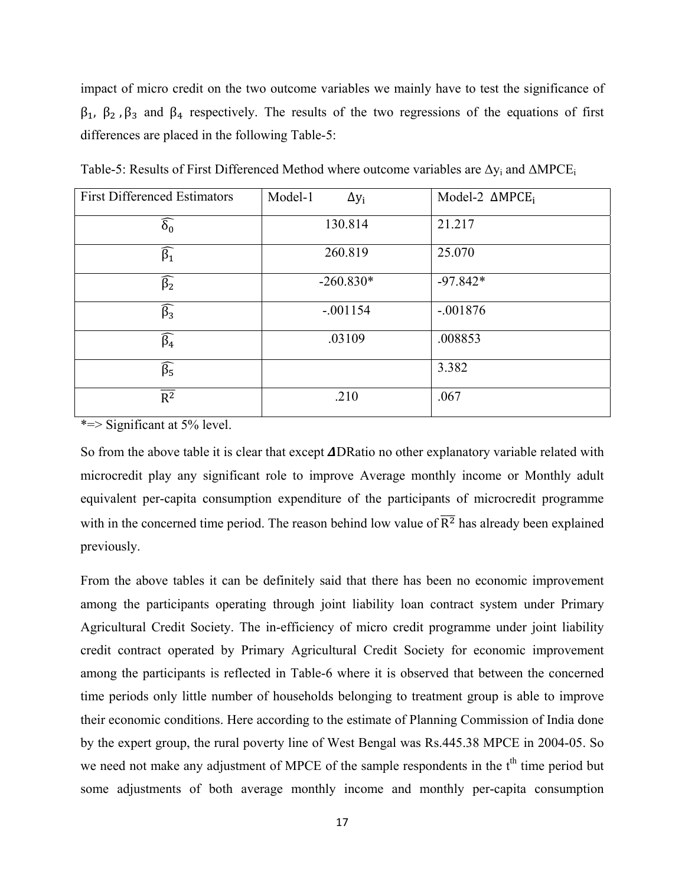impact of micro credit on the two outcome variables we mainly have to test the significance of $\beta_1$, $\beta_2$, $\beta_3$ and $\beta_4$ respectively. The results of the two regressions of the equations of first differences are placed in the following Table-5:

Table-5: Results of First Differenced Method where outcome variables are $\Delta y_i$ and $\Delta MPCE_i$

| First Differenced Estimators | Model-1 $\Delta y_i$ | Model-2 $\Delta MPCE_i$ |
|---|---|---|
| $\widehat{\delta_0}$ | 130.814 | 21.217 |
| $\widehat{\beta_1}$ | 260.819 | 25.070 |
| $\widehat{\beta_2}$ | -260.830* | -97.842* |
| $\widehat{\beta_3}$ | -.001154 | -.001876 |
| $\widehat{\beta_4}$ | .03109 | .008853 |
| $\widehat{\beta_5}$ | | 3.382 |
| $\overline{R^2}$ | .210 | .067 |

*=> Significant at 5% level.

So from the above table it is clear that except ***Δ***DRatio no other explanatory variable related with microcredit play any significant role to improve Average monthly income or Monthly adult equivalent per-capita consumption expenditure of the participants of microcredit programme with in the concerned time period. The reason behind low value of $\overline{R^2}$ has already been explained previously.

From the above tables it can be definitely said that there has been no economic improvement among the participants operating through joint liability loan contract system under Primary Agricultural Credit Society. The in-efficiency of micro credit programme under joint liability credit contract operated by Primary Agricultural Credit Society for economic improvement among the participants is reflected in Table-6 where it is observed that between the concerned time periods only little number of households belonging to treatment group is able to improve their economic conditions. Here according to the estimate of Planning Commission of India done by the expert group, the rural poverty line of West Bengal was Rs.445.38 MPCE in 2004-05. So we need not make any adjustment of MPCE of the sample respondents in the $t^{th}$ time period but some adjustments of both average monthly income and monthly per-capita consumption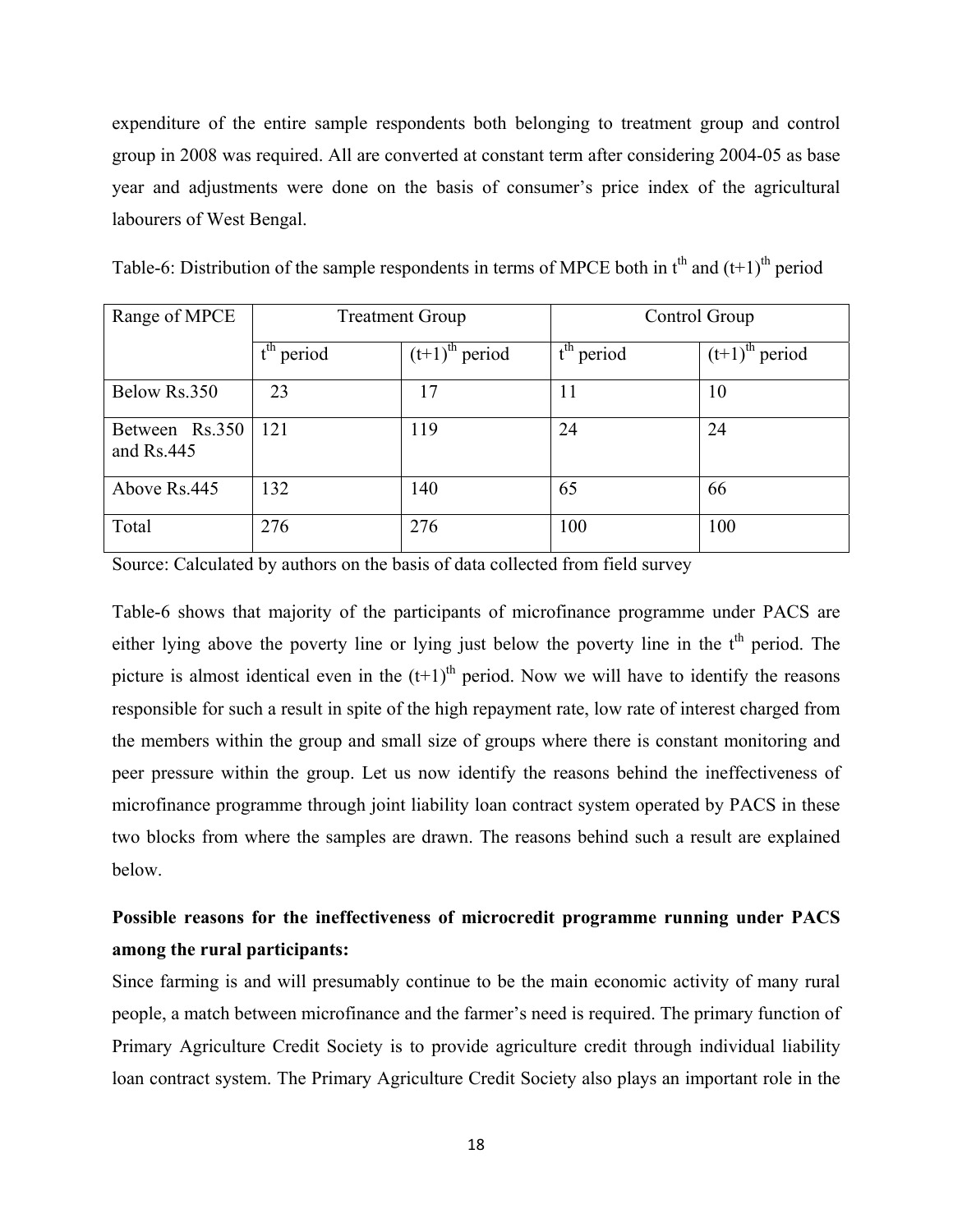expenditure of the entire sample respondents both belonging to treatment group and control group in 2008 was required. All are converted at constant term after considering 2004-05 as base year and adjustments were done on the basis of consumer's price index of the agricultural labourers of West Bengal.

Table-6: Distribution of the sample respondents in terms of MPCE both in $t^{th}$ and $(t+1)^{th}$ period

| Range of MPCE | Treatment Group | | Control Group | |
|---|---|---|---|---|
| | $t^{th}$ period | $(t+1)^{th}$ period | $t^{th}$ period | $(t+1)^{th}$ period |
| Below Rs.350 | 23 | 17 | 11 | 10 |
| Between Rs.350 and Rs.445 | 121 | 119 | 24 | 24 |
| Above Rs.445 | 132 | 140 | 65 | 66 |
| Total | 276 | 276 | 100 | 100 |

Source: Calculated by authors on the basis of data collected from field survey

Table-6 shows that majority of the participants of microfinance programme under PACS are either lying above the poverty line or lying just below the poverty line in the $t^{th}$ period. The picture is almost identical even in the $(t+1)^{th}$ period. Now we will have to identify the reasons responsible for such a result in spite of the high repayment rate, low rate of interest charged from the members within the group and small size of groups where there is constant monitoring and peer pressure within the group. Let us now identify the reasons behind the ineffectiveness of microfinance programme through joint liability loan contract system operated by PACS in these two blocks from where the samples are drawn. The reasons behind such a result are explained below.

**Possible reasons for the ineffectiveness of microcredit programme running under PACS among the rural participants:**

Since farming is and will presumably continue to be the main economic activity of many rural people, a match between microfinance and the farmer's need is required. The primary function of Primary Agriculture Credit Society is to provide agriculture credit through individual liability loan contract system. The Primary Agriculture Credit Society also plays an important role in the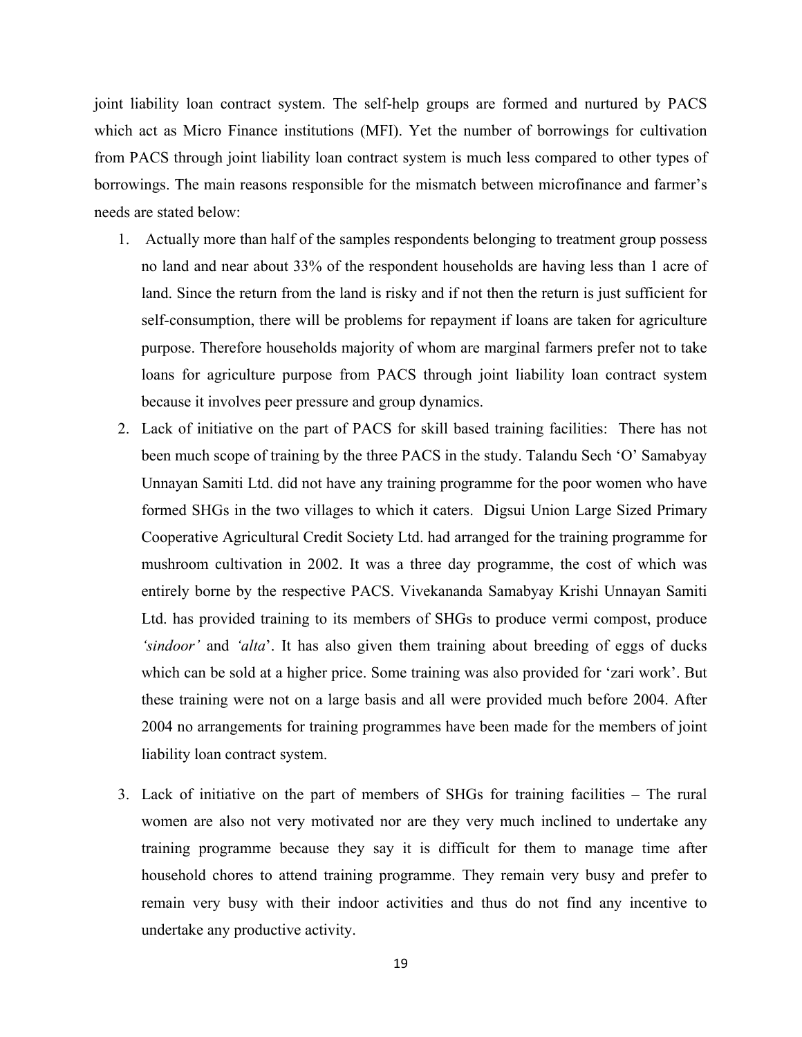joint liability loan contract system. The self-help groups are formed and nurtured by PACS which act as Micro Finance institutions (MFI). Yet the number of borrowings for cultivation from PACS through joint liability loan contract system is much less compared to other types of borrowings. The main reasons responsible for the mismatch between microfinance and farmer's needs are stated below:

1. Actually more than half of the samples respondents belonging to treatment group possess no land and near about 33% of the respondent households are having less than 1 acre of land. Since the return from the land is risky and if not then the return is just sufficient for self-consumption, there will be problems for repayment if loans are taken for agriculture purpose. Therefore households majority of whom are marginal farmers prefer not to take loans for agriculture purpose from PACS through joint liability loan contract system because it involves peer pressure and group dynamics.
2. Lack of initiative on the part of PACS for skill based training facilities: There has not been much scope of training by the three PACS in the study. Talandu Sech 'O' Samabyay Unnayan Samiti Ltd. did not have any training programme for the poor women who have formed SHGs in the two villages to which it caters. Digsui Union Large Sized Primary Cooperative Agricultural Credit Society Ltd. had arranged for the training programme for mushroom cultivation in 2002. It was a three day programme, the cost of which was entirely borne by the respective PACS. Vivekananda Samabyay Krishi Unnayan Samiti Ltd. has provided training to its members of SHGs to produce vermi compost, produce *'sindoor'* and *'alta'*. It has also given them training about breeding of eggs of ducks which can be sold at a higher price. Some training was also provided for 'zari work'. But these training were not on a large basis and all were provided much before 2004. After 2004 no arrangements for training programmes have been made for the members of joint liability loan contract system.
3. Lack of initiative on the part of members of SHGs for training facilities – The rural women are also not very motivated nor are they very much inclined to undertake any training programme because they say it is difficult for them to manage time after household chores to attend training programme. They remain very busy and prefer to remain very busy with their indoor activities and thus do not find any incentive to undertake any productive activity.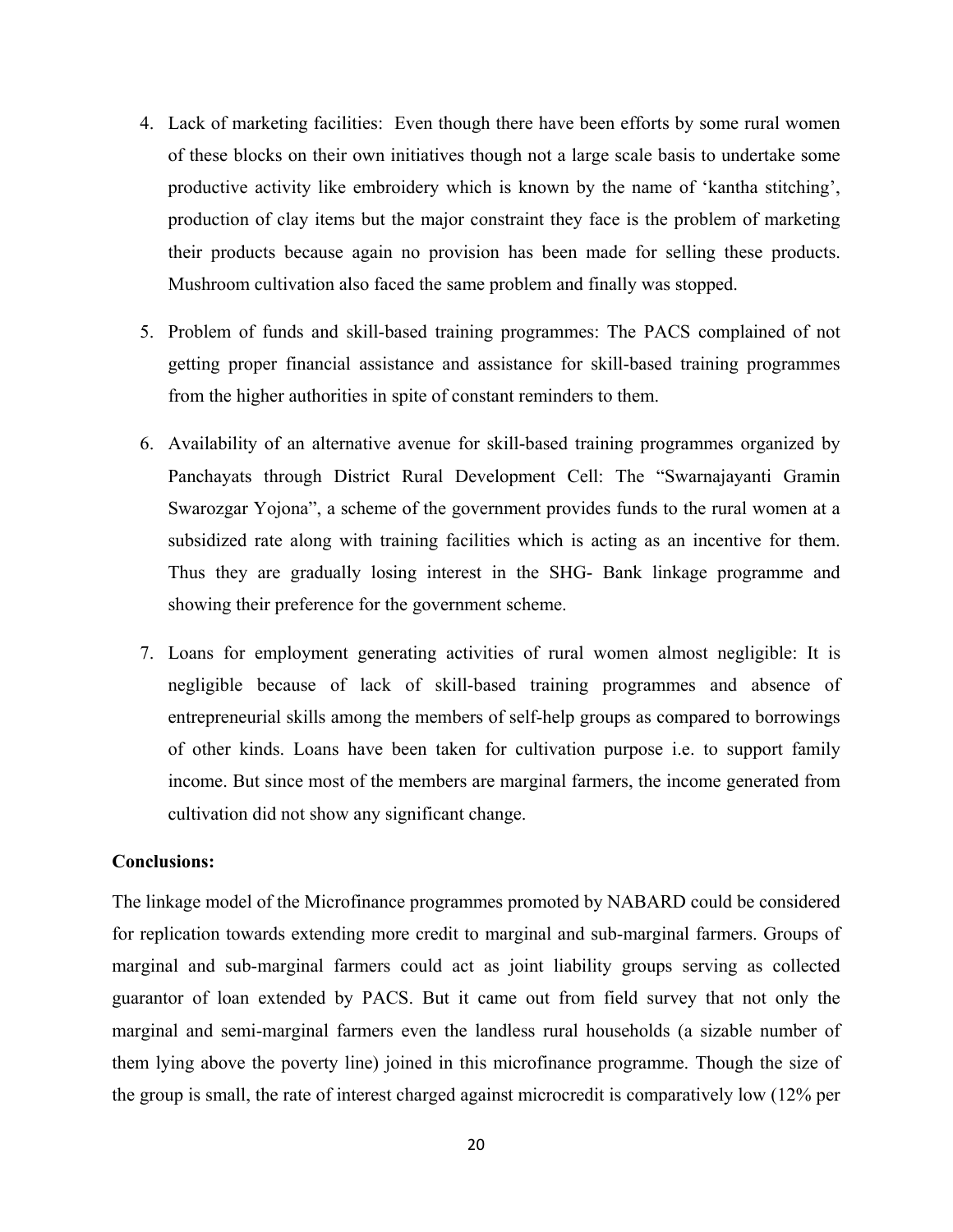4. Lack of marketing facilities: Even though there have been efforts by some rural women of these blocks on their own initiatives though not a large scale basis to undertake some productive activity like embroidery which is known by the name of 'kantha stitching', production of clay items but the major constraint they face is the problem of marketing their products because again no provision has been made for selling these products. Mushroom cultivation also faced the same problem and finally was stopped.

5. Problem of funds and skill-based training programmes: The PACS complained of not getting proper financial assistance and assistance for skill-based training programmes from the higher authorities in spite of constant reminders to them.

6. Availability of an alternative avenue for skill-based training programmes organized by Panchayats through District Rural Development Cell: The "Swarnajayanti Gramin Swarozgar Yojona", a scheme of the government provides funds to the rural women at a subsidized rate along with training facilities which is acting as an incentive for them. Thus they are gradually losing interest in the SHG- Bank linkage programme and showing their preference for the government scheme.

7. Loans for employment generating activities of rural women almost negligible: It is negligible because of lack of skill-based training programmes and absence of entrepreneurial skills among the members of self-help groups as compared to borrowings of other kinds. Loans have been taken for cultivation purpose i.e. to support family income. But since most of the members are marginal farmers, the income generated from cultivation did not show any significant change.

**Conclusions:**

The linkage model of the Microfinance programmes promoted by NABARD could be considered for replication towards extending more credit to marginal and sub-marginal farmers. Groups of marginal and sub-marginal farmers could act as joint liability groups serving as collected guarantor of loan extended by PACS. But it came out from field survey that not only the marginal and semi-marginal farmers even the landless rural households (a sizable number of them lying above the poverty line) joined in this microfinance programme. Though the size of the group is small, the rate of interest charged against microcredit is comparatively low (12% per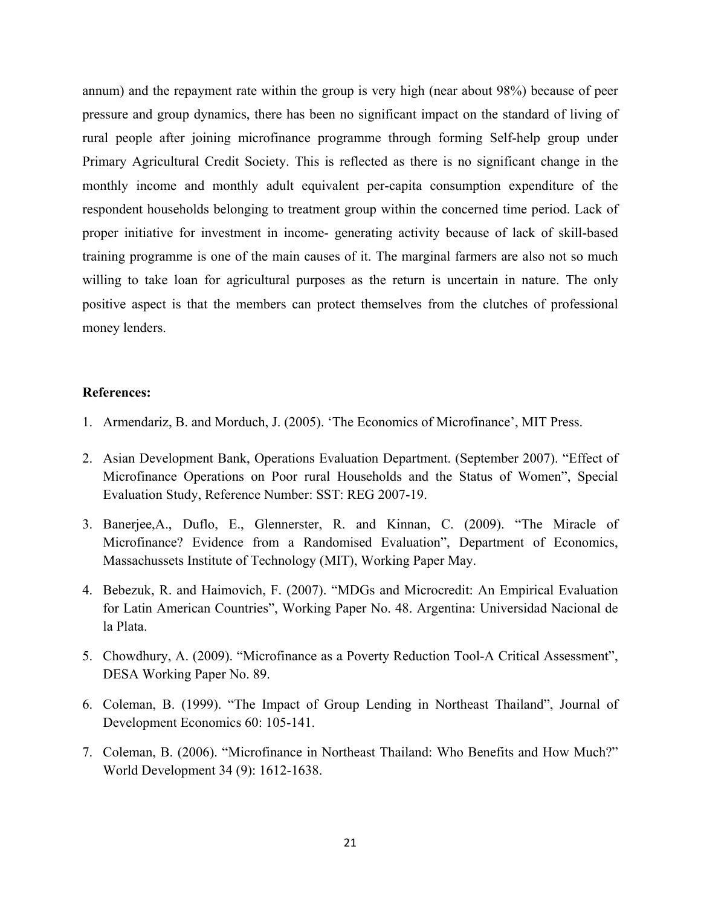annum) and the repayment rate within the group is very high (near about 98%) because of peer pressure and group dynamics, there has been no significant impact on the standard of living of rural people after joining microfinance programme through forming Self-help group under Primary Agricultural Credit Society. This is reflected as there is no significant change in the monthly income and monthly adult equivalent per-capita consumption expenditure of the respondent households belonging to treatment group within the concerned time period. Lack of proper initiative for investment in income- generating activity because of lack of skill-based training programme is one of the main causes of it. The marginal farmers are also not so much willing to take loan for agricultural purposes as the return is uncertain in nature. The only positive aspect is that the members can protect themselves from the clutches of professional money lenders.

**References:**

1. Armendariz, B. and Morduch, J. (2005). 'The Economics of Microfinance', MIT Press.
2. Asian Development Bank, Operations Evaluation Department. (September 2007). "Effect of Microfinance Operations on Poor rural Households and the Status of Women", Special Evaluation Study, Reference Number: SST: REG 2007-19.
3. Banerjee,A., Duflo, E., Glennerster, R. and Kinnan, C. (2009). "The Miracle of Microfinance? Evidence from a Randomised Evaluation", Department of Economics, Massachussets Institute of Technology (MIT), Working Paper May.
4. Bebezuk, R. and Haimovich, F. (2007). "MDGs and Microcredit: An Empirical Evaluation for Latin American Countries", Working Paper No. 48. Argentina: Universidad Nacional de la Plata.
5. Chowdhury, A. (2009). "Microfinance as a Poverty Reduction Tool-A Critical Assessment", DESA Working Paper No. 89.
6. Coleman, B. (1999). "The Impact of Group Lending in Northeast Thailand", Journal of Development Economics 60: 105-141.
7. Coleman, B. (2006). "Microfinance in Northeast Thailand: Who Benefits and How Much?" World Development 34 (9): 1612-1638.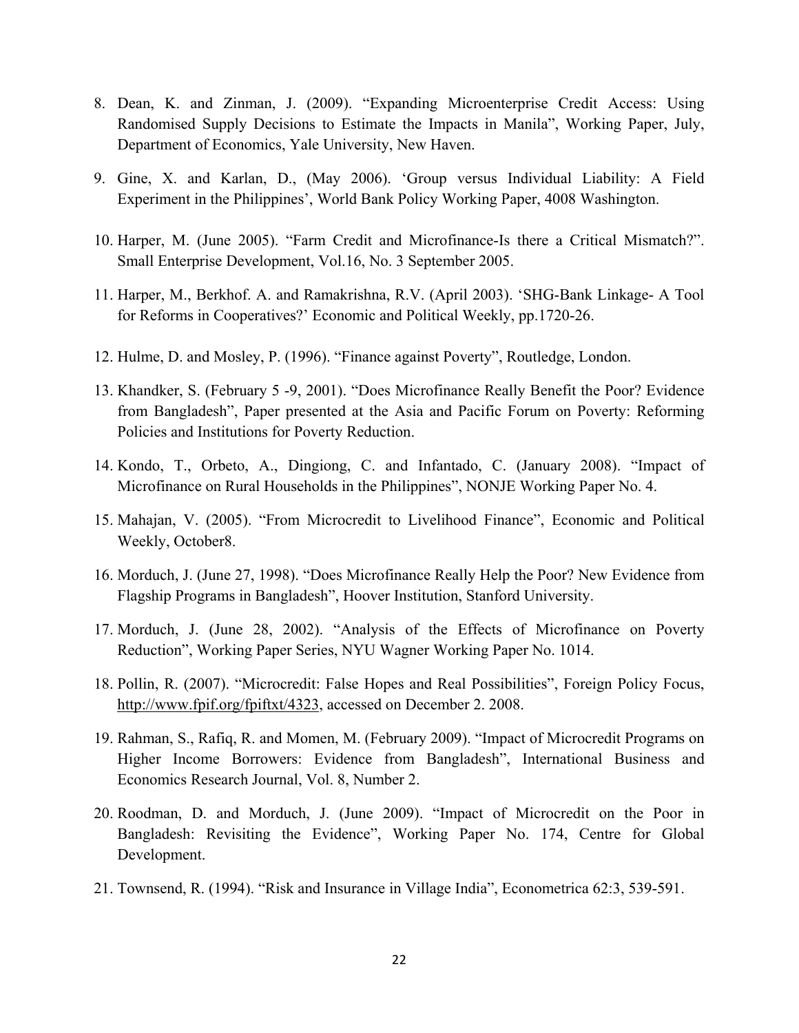8. Dean, K. and Zinman, J. (2009). "Expanding Microenterprise Credit Access: Using Randomised Supply Decisions to Estimate the Impacts in Manila", Working Paper, July, Department of Economics, Yale University, New Haven.

9. Gine, X. and Karlan, D., (May 2006). 'Group versus Individual Liability: A Field Experiment in the Philippines', World Bank Policy Working Paper, 4008 Washington.

10. Harper, M. (June 2005). "Farm Credit and Microfinance-Is there a Critical Mismatch?". Small Enterprise Development, Vol.16, No. 3 September 2005.

11. Harper, M., Berkhof. A. and Ramakrishna, R.V. (April 2003). 'SHG-Bank Linkage- A Tool for Reforms in Cooperatives?' Economic and Political Weekly, pp.1720-26.

12. Hulme, D. and Mosley, P. (1996). "Finance against Poverty", Routledge, London.

13. Khandker, S. (February 5 -9, 2001). "Does Microfinance Really Benefit the Poor? Evidence from Bangladesh", Paper presented at the Asia and Pacific Forum on Poverty: Reforming Policies and Institutions for Poverty Reduction.

14. Kondo, T., Orbeto, A., Dingiong, C. and Infantado, C. (January 2008). "Impact of Microfinance on Rural Households in the Philippines", NONJE Working Paper No. 4.

15. Mahajan, V. (2005). "From Microcredit to Livelihood Finance", Economic and Political Weekly, October8.

16. Morduch, J. (June 27, 1998). "Does Microfinance Really Help the Poor? New Evidence from Flagship Programs in Bangladesh", Hoover Institution, Stanford University.

17. Morduch, J. (June 28, 2002). "Analysis of the Effects of Microfinance on Poverty Reduction", Working Paper Series, NYU Wagner Working Paper No. 1014.

18. Pollin, R. (2007). "Microcredit: False Hopes and Real Possibilities", Foreign Policy Focus, http://www.fpif.org/fpiftxt/4323, accessed on December 2. 2008.

19. Rahman, S., Rafiq, R. and Momen, M. (February 2009). "Impact of Microcredit Programs on Higher Income Borrowers: Evidence from Bangladesh", International Business and Economics Research Journal, Vol. 8, Number 2.

20. Roodman, D. and Morduch, J. (June 2009). "Impact of Microcredit on the Poor in Bangladesh: Revisiting the Evidence", Working Paper No. 174, Centre for Global Development.

21. Townsend, R. (1994). "Risk and Insurance in Village India", Econometrica 62:3, 539-591.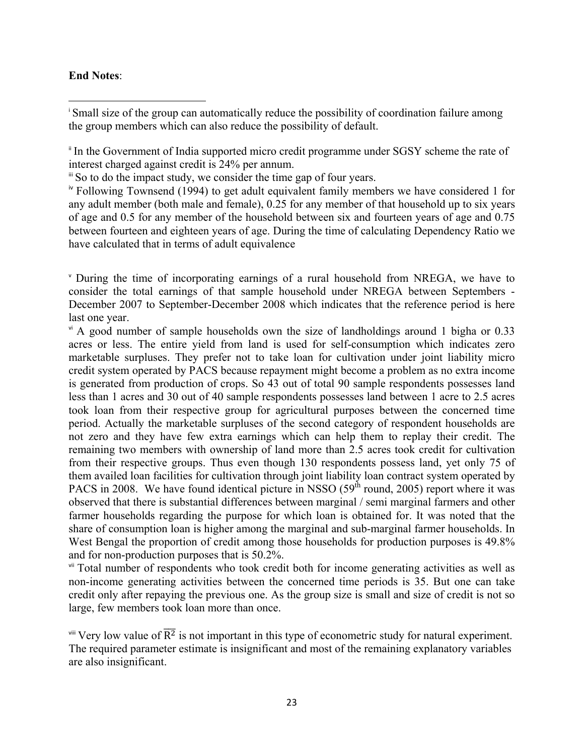**End Notes**:

[i] Small size of the group can automatically reduce the possibility of coordination failure among the group members which can also reduce the possibility of default.

[ii] In the Government of India supported micro credit programme under SGSY scheme the rate of interest charged against credit is 24% per annum.

[iii] So to do the impact study, we consider the time gap of four years.

[iv] Following Townsend (1994) to get adult equivalent family members we have considered 1 for any adult member (both male and female), 0.25 for any member of that household up to six years of age and 0.5 for any member of the household between six and fourteen years of age and 0.75 between fourteen and eighteen years of age. During the time of calculating Dependency Ratio we have calculated that in terms of adult equivalence

[v] During the time of incorporating earnings of a rural household from NREGA, we have to consider the total earnings of that sample household under NREGA between Septembers - December 2007 to September-December 2008 which indicates that the reference period is here last one year.

[vi] A good number of sample households own the size of landholdings around 1 bigha or 0.33 acres or less. The entire yield from land is used for self-consumption which indicates zero marketable surpluses. They prefer not to take loan for cultivation under joint liability micro credit system operated by PACS because repayment might become a problem as no extra income is generated from production of crops. So 43 out of total 90 sample respondents possesses land less than 1 acres and 30 out of 40 sample respondents possesses land between 1 acre to 2.5 acres took loan from their respective group for agricultural purposes between the concerned time period. Actually the marketable surpluses of the second category of respondent households are not zero and they have few extra earnings which can help them to replay their credit. The remaining two members with ownership of land more than 2.5 acres took credit for cultivation from their respective groups. Thus even though 130 respondents possess land, yet only 75 of them availed loan facilities for cultivation through joint liability loan contract system operated by PACS in 2008. We have found identical picture in NSSO (59th round, 2005) report where it was observed that there is substantial differences between marginal / semi marginal farmers and other farmer households regarding the purpose for which loan is obtained for. It was noted that the share of consumption loan is higher among the marginal and sub-marginal farmer households. In West Bengal the proportion of credit among those households for production purposes is 49.8% and for non-production purposes that is 50.2%.

[vii] Total number of respondents who took credit both for income generating activities as well as non-income generating activities between the concerned time periods is 35. But one can take credit only after repaying the previous one. As the group size is small and size of credit is not so large, few members took loan more than once.

[viii] Very low value of $\overline{R^2}$ is not important in this type of econometric study for natural experiment. The required parameter estimate is insignificant and most of the remaining explanatory variables are also insignificant.